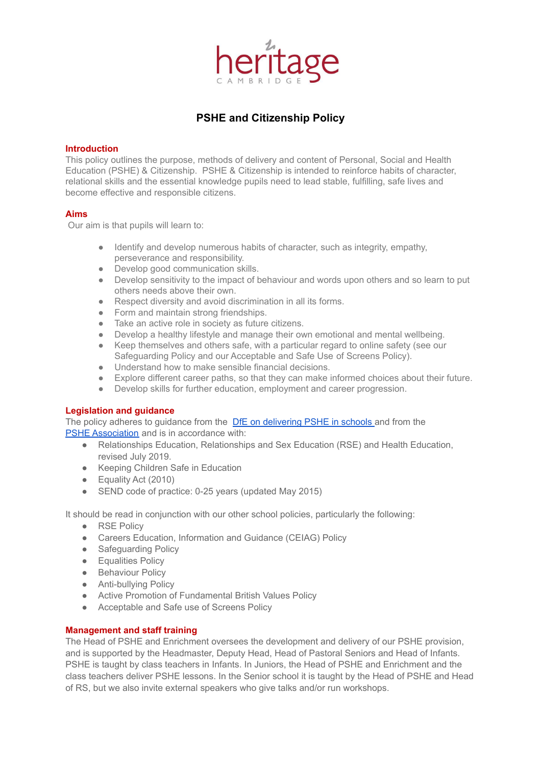heritage
CAMBRIDGE

# PSHE and Citizenship Policy

## Introduction

This policy outlines the purpose, methods of delivery and content of Personal, Social and Health Education (PSHE) & Citizenship. PSHE & Citizenship is intended to reinforce habits of character, relational skills and the essential knowledge pupils need to lead stable, fulfilling, safe lives and become effective and responsible citizens.

## Aims

Our aim is that pupils will learn to:

- Identify and develop numerous habits of character, such as integrity, empathy, perseverance and responsibility.
- Develop good communication skills.
- Develop sensitivity to the impact of behaviour and words upon others and so learn to put others needs above their own.
- Respect diversity and avoid discrimination in all its forms.
- Form and maintain strong friendships.
- Take an active role in society as future citizens.
- Develop a healthy lifestyle and manage their own emotional and mental wellbeing.
- Keep themselves and others safe, with a particular regard to online safety (see our Safeguarding Policy and our Acceptable and Safe Use of Screens Policy).
- Understand how to make sensible financial decisions.
- Explore different career paths, so that they can make informed choices about their future.
- Develop skills for further education, employment and career progression.

## Legislation and guidance

The policy adheres to guidance from the DfE on delivering PSHE in schools and from the PSHE Association and is in accordance with:

- Relationships Education, Relationships and Sex Education (RSE) and Health Education, revised July 2019.
- Keeping Children Safe in Education
- Equality Act (2010)
- SEND code of practice: 0-25 years (updated May 2015)

It should be read in conjunction with our other school policies, particularly the following:

- RSE Policy
- Careers Education, Information and Guidance (CEIAG) Policy
- Safeguarding Policy
- Equalities Policy
- Behaviour Policy
- Anti-bullying Policy
- Active Promotion of Fundamental British Values Policy
- Acceptable and Safe use of Screens Policy

## Management and staff training

The Head of PSHE and Enrichment oversees the development and delivery of our PSHE provision, and is supported by the Headmaster, Deputy Head, Head of Pastoral Seniors and Head of Infants. PSHE is taught by class teachers in Infants. In Juniors, the Head of PSHE and Enrichment and the class teachers deliver PSHE lessons. In the Senior school it is taught by the Head of PSHE and Head of RS, but we also invite external speakers who give talks and/or run workshops.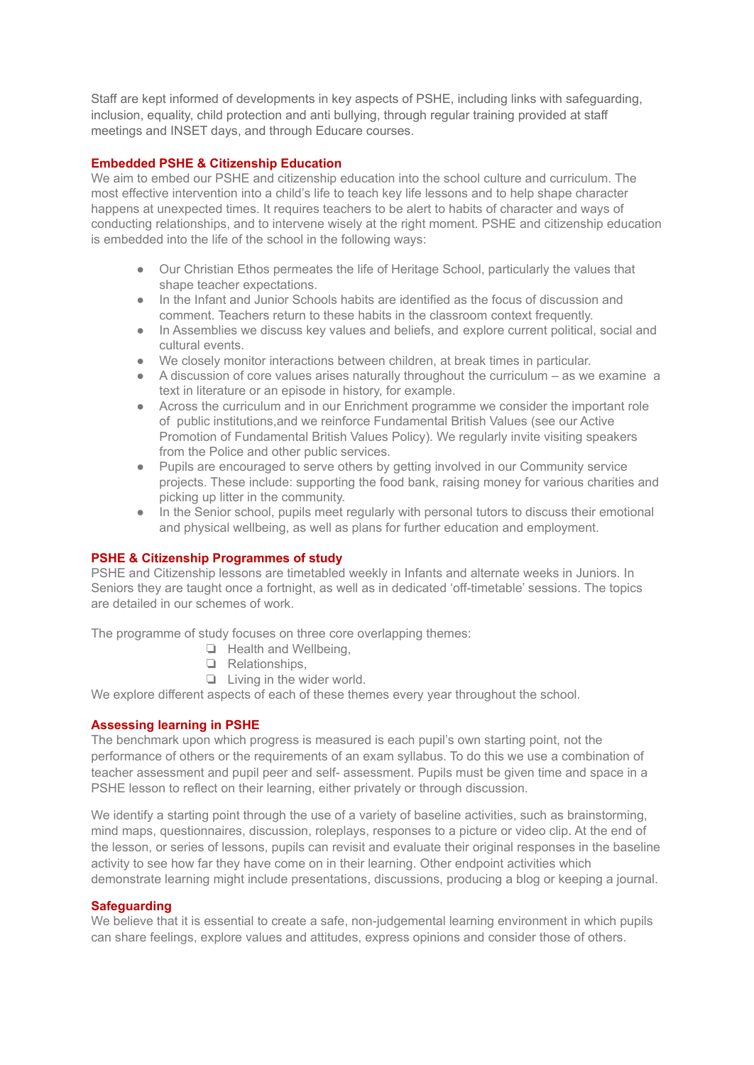Staff are kept informed of developments in key aspects of PSHE, including links with safeguarding, inclusion, equality, child protection and anti bullying, through regular training provided at staff meetings and INSET days, and through Educare courses.

### Embedded PSHE & Citizenship Education

We aim to embed our PSHE and citizenship education into the school culture and curriculum. The most effective intervention into a child's life to teach key life lessons and to help shape character happens at unexpected times. It requires teachers to be alert to habits of character and ways of conducting relationships, and to intervene wisely at the right moment. PSHE and citizenship education is embedded into the life of the school in the following ways:

- Our Christian Ethos permeates the life of Heritage School, particularly the values that shape teacher expectations.
- In the Infant and Junior Schools habits are identified as the focus of discussion and comment. Teachers return to these habits in the classroom context frequently.
- In Assemblies we discuss key values and beliefs, and explore current political, social and cultural events.
- We closely monitor interactions between children, at break times in particular.
- A discussion of core values arises naturally throughout the curriculum – as we examine a text in literature or an episode in history, for example.
- Across the curriculum and in our Enrichment programme we consider the important role of public institutions,and we reinforce Fundamental British Values (see our Active Promotion of Fundamental British Values Policy). We regularly invite visiting speakers from the Police and other public services.
- Pupils are encouraged to serve others by getting involved in our Community service projects. These include: supporting the food bank, raising money for various charities and picking up litter in the community.
- In the Senior school, pupils meet regularly with personal tutors to discuss their emotional and physical wellbeing, as well as plans for further education and employment.

### PSHE & Citizenship Programmes of study

PSHE and Citizenship lessons are timetabled weekly in Infants and alternate weeks in Juniors. In Seniors they are taught once a fortnight, as well as in dedicated 'off-timetable' sessions. The topics are detailed in our schemes of work.

The programme of study focuses on three core overlapping themes:

- Health and Wellbeing,
- Relationships,
- Living in the wider world.

We explore different aspects of each of these themes every year throughout the school.

### Assessing learning in PSHE

The benchmark upon which progress is measured is each pupil's own starting point, not the performance of others or the requirements of an exam syllabus. To do this we use a combination of teacher assessment and pupil peer and self- assessment. Pupils must be given time and space in a PSHE lesson to reflect on their learning, either privately or through discussion.

We identify a starting point through the use of a variety of baseline activities, such as brainstorming, mind maps, questionnaires, discussion, roleplays, responses to a picture or video clip. At the end of the lesson, or series of lessons, pupils can revisit and evaluate their original responses in the baseline activity to see how far they have come on in their learning. Other endpoint activities which demonstrate learning might include presentations, discussions, producing a blog or keeping a journal.

### Safeguarding

We believe that it is essential to create a safe, non-judgemental learning environment in which pupils can share feelings, explore values and attitudes, express opinions and consider those of others.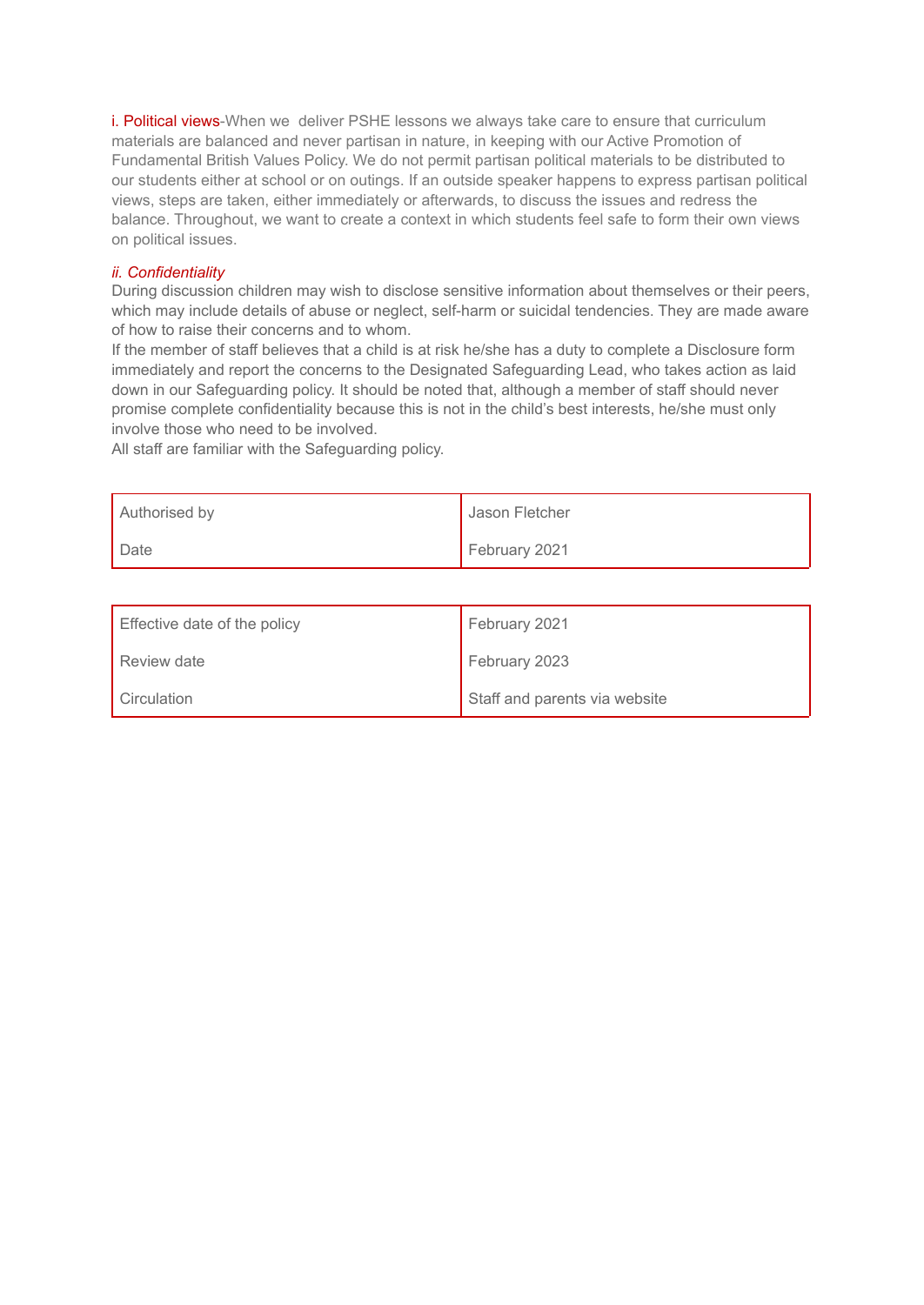i. Political views-When we  deliver PSHE lessons we always take care to ensure that curriculum materials are balanced and never partisan in nature, in keeping with our Active Promotion of Fundamental British Values Policy. We do not permit partisan political materials to be distributed to our students either at school or on outings. If an outside speaker happens to express partisan political views, steps are taken, either immediately or afterwards, to discuss the issues and redress the balance. Throughout, we want to create a context in which students feel safe to form their own views on political issues.

*ii. Confidentiality*

During discussion children may wish to disclose sensitive information about themselves or their peers, which may include details of abuse or neglect, self-harm or suicidal tendencies. They are made aware of how to raise their concerns and to whom.

If the member of staff believes that a child is at risk he/she has a duty to complete a Disclosure form immediately and report the concerns to the Designated Safeguarding Lead, who takes action as laid down in our Safeguarding policy. It should be noted that, although a member of staff should never promise complete confidentiality because this is not in the child's best interests, he/she must only involve those who need to be involved.

All staff are familiar with the Safeguarding policy.

| | |
|---|---|
| Authorised by | Jason Fletcher |
| Date | February 2021 |

| | |
|---|---|
| Effective date of the policy | February 2021 |
| Review date | February 2023 |
| Circulation | Staff and parents via website |